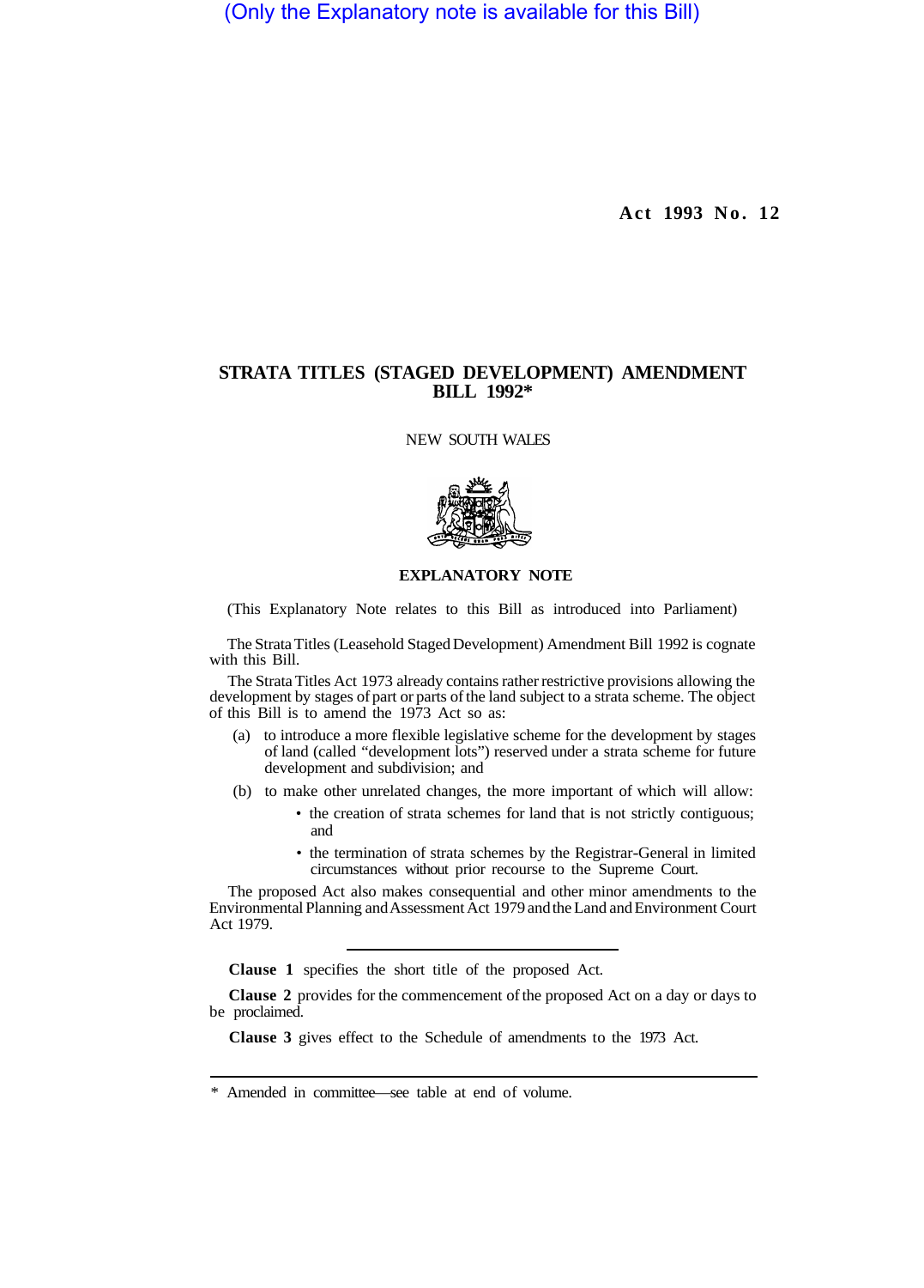(Only the Explanatory note is available for this Bill)

**Act 1993 No. 12**

# STRATA TITLES (STAGED DEVELOPMENT) AMENDMENT BILL 1992*

NEW SOUTH WALES

## EXPLANATORY NOTE

(This Explanatory Note relates to this Bill as introduced into Parliament)

The Strata Titles (Leasehold Staged Development) Amendment Bill 1992 is cognate with this Bill.

The Strata Titles Act 1973 already contains rather restrictive provisions allowing the development by stages of part or parts of the land subject to a strata scheme. The object of this Bill is to amend the 1973 Act so as:

- (a) to introduce a more flexible legislative scheme for the development by stages of land (called "development lots") reserved under a strata scheme for future development and subdivision; and
- (b) to make other unrelated changes, the more important of which will allow:
  - the creation of strata schemes for land that is not strictly contiguous; and
  - the termination of strata schemes by the Registrar-General in limited circumstances without prior recourse to the Supreme Court.

The proposed Act also makes consequential and other minor amendments to the Environmental Planning and Assessment Act 1979 and the Land and Environment Court Act 1979.

---

**Clause 1** specifies the short title of the proposed Act.

**Clause 2** provides for the commencement of the proposed Act on a day or days to be proclaimed.

**Clause 3** gives effect to the Schedule of amendments to the 1973 Act.

---

\* Amended in committee—see table at end of volume.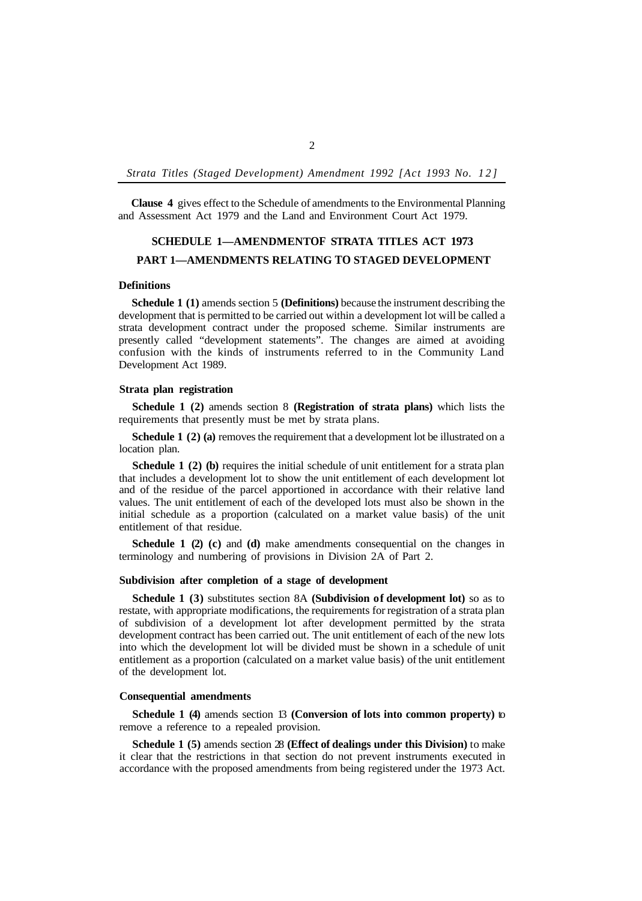**Clause 4** gives effect to the Schedule of amendments to the Environmental Planning and Assessment Act 1979 and the Land and Environment Court Act 1979.

## SCHEDULE 1—AMENDMENTOF STRATA TITLES ACT 1973

## PART 1—AMENDMENTS RELATING TO STAGED DEVELOPMENT

### Definitions

**Schedule 1 (1)** amends section 5 **(Definitions)** because the instrument describing the development that is permitted to be carried out within a development lot will be called a strata development contract under the proposed scheme. Similar instruments are presently called "development statements". The changes are aimed at avoiding confusion with the kinds of instruments referred to in the Community Land Development Act 1989.

### Strata plan registration

**Schedule 1 (2)** amends section 8 **(Registration of strata plans)** which lists the requirements that presently must be met by strata plans.

**Schedule 1 (2) (a)** removes the requirement that a development lot be illustrated on a location plan.

**Schedule 1 (2) (b)** requires the initial schedule of unit entitlement for a strata plan that includes a development lot to show the unit entitlement of each development lot and of the residue of the parcel apportioned in accordance with their relative land values. The unit entitlement of each of the developed lots must also be shown in the initial schedule as a proportion (calculated on a market value basis) of the unit entitlement of that residue.

**Schedule 1 (2) (c)** and **(d)** make amendments consequential on the changes in terminology and numbering of provisions in Division 2A of Part 2.

### Subdivision after completion of a stage of development

**Schedule 1 (3)** substitutes section 8A **(Subdivision of development lot)** so as to restate, with appropriate modifications, the requirements for registration of a strata plan of subdivision of a development lot after development permitted by the strata development contract has been carried out. The unit entitlement of each of the new lots into which the development lot will be divided must be shown in a schedule of unit entitlement as a proportion (calculated on a market value basis) of the unit entitlement of the development lot.

### Consequential amendments

**Schedule 1 (4)** amends section 13 **(Conversion of lots into common property)** to remove a reference to a repealed provision.

**Schedule 1 (5)** amends section 28 **(Effect of dealings under this Division)** to make it clear that the restrictions in that section do not prevent instruments executed in accordance with the proposed amendments from being registered under the 1973 Act.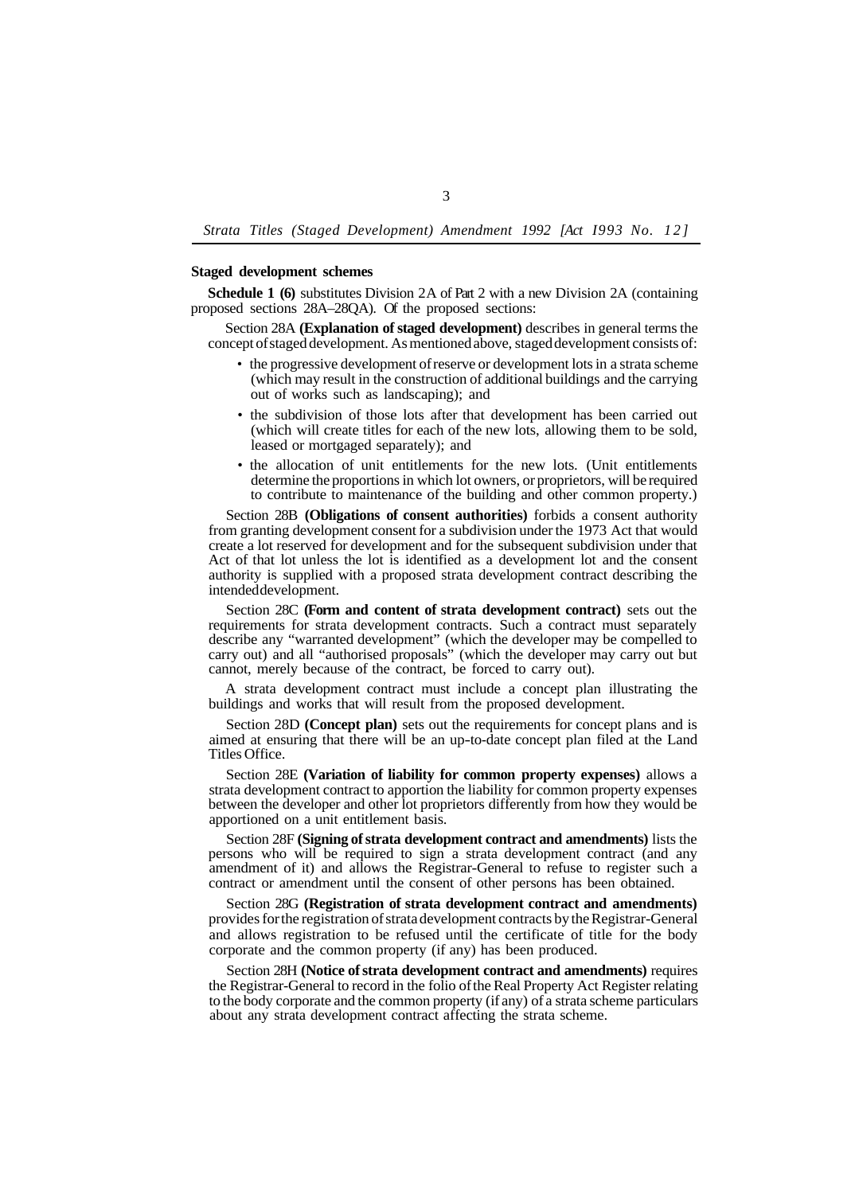**Staged development schemes**

**Schedule 1 (6)** substitutes Division 2A of Part 2 with a new Division 2A (containing proposed sections 28A–28QA). Of the proposed sections:

Section 28A **(Explanation of staged development)** describes in general terms the concept of staged development. As mentioned above, staged development consists of:

- the progressive development of reserve or development lots in a strata scheme (which may result in the construction of additional buildings and the carrying out of works such as landscaping); and
- the subdivision of those lots after that development has been carried out (which will create titles for each of the new lots, allowing them to be sold, leased or mortgaged separately); and
- the allocation of unit entitlements for the new lots. (Unit entitlements determine the proportions in which lot owners, or proprietors, will be required to contribute to maintenance of the building and other common property.)

Section 28B **(Obligations of consent authorities)** forbids a consent authority from granting development consent for a subdivision under the 1973 Act that would create a lot reserved for development and for the subsequent subdivision under that Act of that lot unless the lot is identified as a development lot and the consent authority is supplied with a proposed strata development contract describing the intended development.

Section 28C **(Form and content of strata development contract)** sets out the requirements for strata development contracts. Such a contract must separately describe any "warranted development" (which the developer may be compelled to carry out) and all "authorised proposals" (which the developer may carry out but cannot, merely because of the contract, be forced to carry out).

A strata development contract must include a concept plan illustrating the buildings and works that will result from the proposed development.

Section 28D **(Concept plan)** sets out the requirements for concept plans and is aimed at ensuring that there will be an up-to-date concept plan filed at the Land Titles Office.

Section 28E **(Variation of liability for common property expenses)** allows a strata development contract to apportion the liability for common property expenses between the developer and other lot proprietors differently from how they would be apportioned on a unit entitlement basis.

Section 28F **(Signing of strata development contract and amendments)** lists the persons who will be required to sign a strata development contract (and any amendment of it) and allows the Registrar-General to refuse to register such a contract or amendment until the consent of other persons has been obtained.

Section 28G **(Registration of strata development contract and amendments)** provides for the registration of strata development contracts by the Registrar-General and allows registration to be refused until the certificate of title for the body corporate and the common property (if any) has been produced.

Section 28H **(Notice of strata development contract and amendments)** requires the Registrar-General to record in the folio of the Real Property Act Register relating to the body corporate and the common property (if any) of a strata scheme particulars about any strata development contract affecting the strata scheme.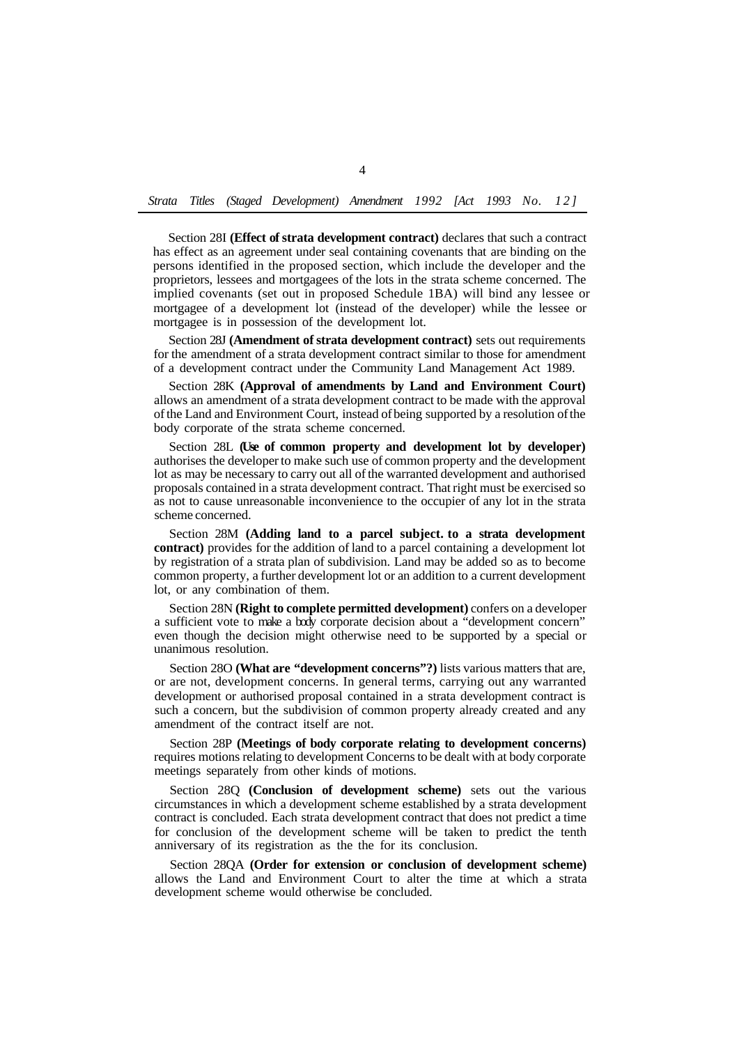Section 28I **(Effect of strata development contract)** declares that such a contract has effect as an agreement under seal containing covenants that are binding on the persons identified in the proposed section, which include the developer and the proprietors, lessees and mortgagees of the lots in the strata scheme concerned. The implied covenants (set out in proposed Schedule 1BA) will bind any lessee or mortgagee of a development lot (instead of the developer) while the lessee or mortgagee is in possession of the development lot.

Section 28J **(Amendment of strata development contract)** sets out requirements for the amendment of a strata development contract similar to those for amendment of a development contract under the Community Land Management Act 1989.

Section 28K **(Approval of amendments by Land and Environment Court)** allows an amendment of a strata development contract to be made with the approval of the Land and Environment Court, instead of being supported by a resolution of the body corporate of the strata scheme concerned.

Section 28L **(Use of common property and development lot by developer)** authorises the developer to make such use of common property and the development lot as may be necessary to carry out all of the warranted development and authorised proposals contained in a strata development contract. That right must be exercised so as not to cause unreasonable inconvenience to the occupier of any lot in the strata scheme concerned.

Section 28M **(Adding land to a parcel subject. to a strata development contract)** provides for the addition of land to a parcel containing a development lot by registration of a strata plan of subdivision. Land may be added so as to become common property, a further development lot or an addition to a current development lot, or any combination of them.

Section 28N **(Right to complete permitted development)** confers on a developer a sufficient vote to make a body corporate decision about a "development concern" even though the decision might otherwise need to be supported by a special or unanimous resolution.

Section 28O **(What are "development concerns"?)** lists various matters that are, or are not, development concerns. In general terms, carrying out any warranted development or authorised proposal contained in a strata development contract is such a concern, but the subdivision of common property already created and any amendment of the contract itself are not.

Section 28P **(Meetings of body corporate relating to development concerns)** requires motions relating to development Concerns to be dealt with at body corporate meetings separately from other kinds of motions.

Section 28Q **(Conclusion of development scheme)** sets out the various circumstances in which a development scheme established by a strata development contract is concluded. Each strata development contract that does not predict a time for conclusion of the development scheme will be taken to predict the tenth anniversary of its registration as the the for its conclusion.

Section 28QA **(Order for extension or conclusion of development scheme)** allows the Land and Environment Court to alter the time at which a strata development scheme would otherwise be concluded.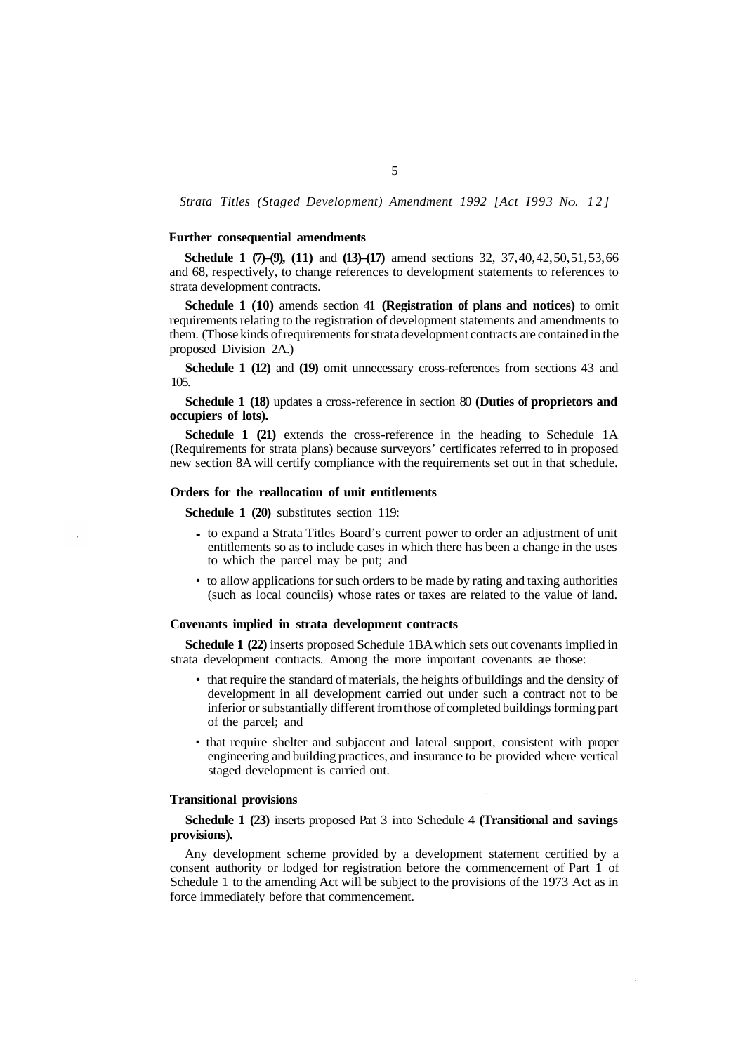### Further consequential amendments

**Schedule 1 (7)–(9), (11)** and **(13)–(17)** amend sections 32, 37, 40, 42, 50, 51, 53, 66 and 68, respectively, to change references to development statements to references to strata development contracts.

**Schedule 1 (10)** amends section 41 **(Registration of plans and notices)** to omit requirements relating to the registration of development statements and amendments to them. (Those kinds of requirements for strata development contracts are contained in the proposed Division 2A.)

**Schedule 1 (12)** and **(19)** omit unnecessary cross-references from sections 43 and 105.

**Schedule 1 (18)** updates a cross-reference in section 80 **(Duties of proprietors and occupiers of lots).**

**Schedule 1 (21)** extends the cross-reference in the heading to Schedule 1A (Requirements for strata plans) because surveyors' certificates referred to in proposed new section 8A will certify compliance with the requirements set out in that schedule.

### Orders for the reallocation of unit entitlements

**Schedule 1 (20)** substitutes section 119:

- to expand a Strata Titles Board's current power to order an adjustment of unit entitlements so as to include cases in which there has been a change in the uses to which the parcel may be put; and
- to allow applications for such orders to be made by rating and taxing authorities (such as local councils) whose rates or taxes are related to the value of land.

### Covenants implied in strata development contracts

**Schedule 1 (22)** inserts proposed Schedule 1BA which sets out covenants implied in strata development contracts. Among the more important covenants are those:

- that require the standard of materials, the heights of buildings and the density of development in all development carried out under such a contract not to be inferior or substantially different from those of completed buildings forming part of the parcel; and
- that require shelter and subjacent and lateral support, consistent with proper engineering and building practices, and insurance to be provided where vertical staged development is carried out.

### Transitional provisions

**Schedule 1 (23)** inserts proposed Part 3 into Schedule 4 **(Transitional and savings provisions).**

Any development scheme provided by a development statement certified by a consent authority or lodged for registration before the commencement of Part 1 of Schedule 1 to the amending Act will be subject to the provisions of the 1973 Act as in force immediately before that commencement.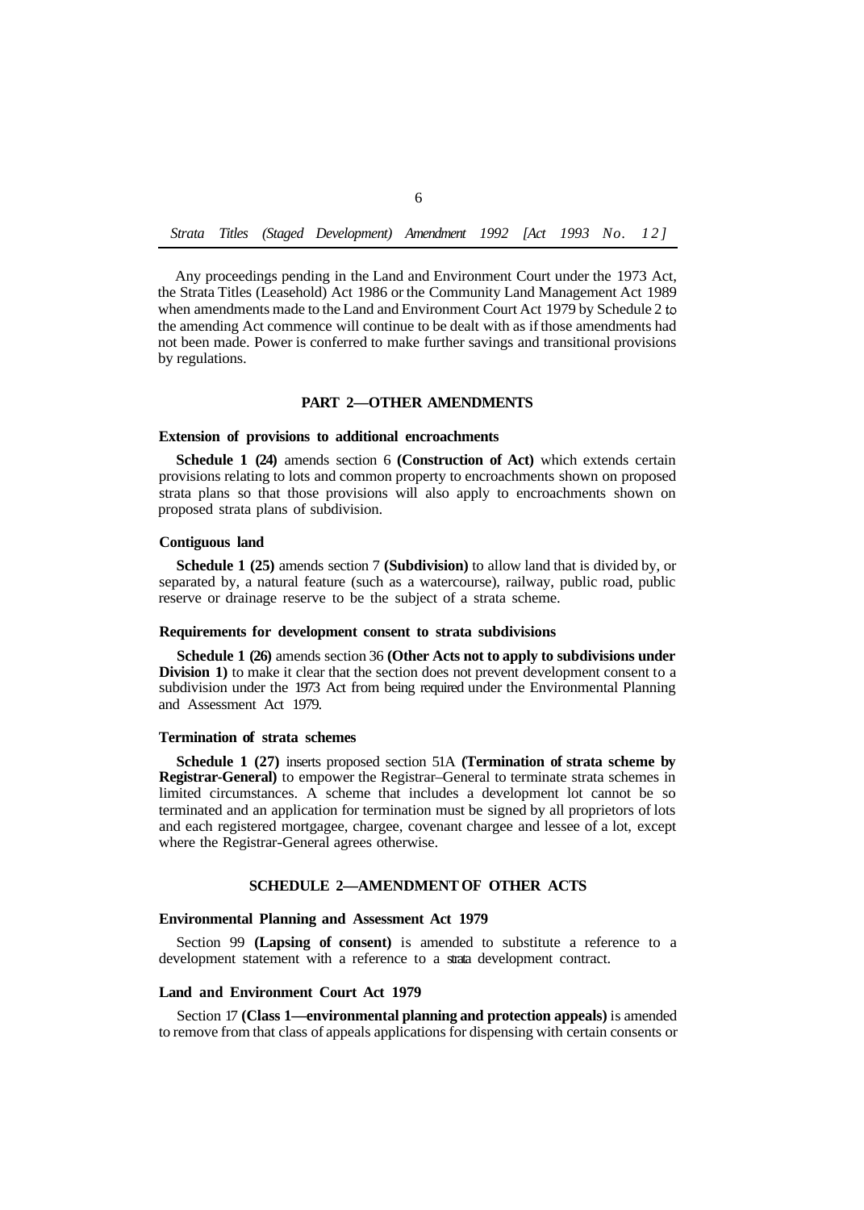Any proceedings pending in the Land and Environment Court under the 1973 Act, the Strata Titles (Leasehold) Act 1986 or the Community Land Management Act 1989 when amendments made to the Land and Environment Court Act 1979 by Schedule 2 to the amending Act commence will continue to be dealt with as if those amendments had not been made. Power is conferred to make further savings and transitional provisions by regulations.

## PART 2—OTHER AMENDMENTS

### Extension of provisions to additional encroachments

**Schedule 1 (24)** amends section 6 **(Construction of Act)** which extends certain provisions relating to lots and common property to encroachments shown on proposed strata plans so that those provisions will also apply to encroachments shown on proposed strata plans of subdivision.

### Contiguous land

**Schedule 1 (25)** amends section 7 **(Subdivision)** to allow land that is divided by, or separated by, a natural feature (such as a watercourse), railway, public road, public reserve or drainage reserve to be the subject of a strata scheme.

### Requirements for development consent to strata subdivisions

**Schedule 1 (26)** amends section 36 **(Other Acts not to apply to subdivisions under Division 1)** to make it clear that the section does not prevent development consent to a subdivision under the 1973 Act from being required under the Environmental Planning and Assessment Act 1979.

### Termination of strata schemes

**Schedule 1 (27)** inserts proposed section 51A **(Termination of strata scheme by Registrar-General)** to empower the Registrar–General to terminate strata schemes in limited circumstances. A scheme that includes a development lot cannot be so terminated and an application for termination must be signed by all proprietors of lots and each registered mortgagee, chargee, covenant chargee and lessee of a lot, except where the Registrar-General agrees otherwise.

## SCHEDULE 2—AMENDMENT OF OTHER ACTS

### Environmental Planning and Assessment Act 1979

Section 99 **(Lapsing of consent)** is amended to substitute a reference to a development statement with a reference to a strata development contract.

### Land and Environment Court Act 1979

Section 17 **(Class 1—environmental planning and protection appeals)** is amended to remove from that class of appeals applications for dispensing with certain consents or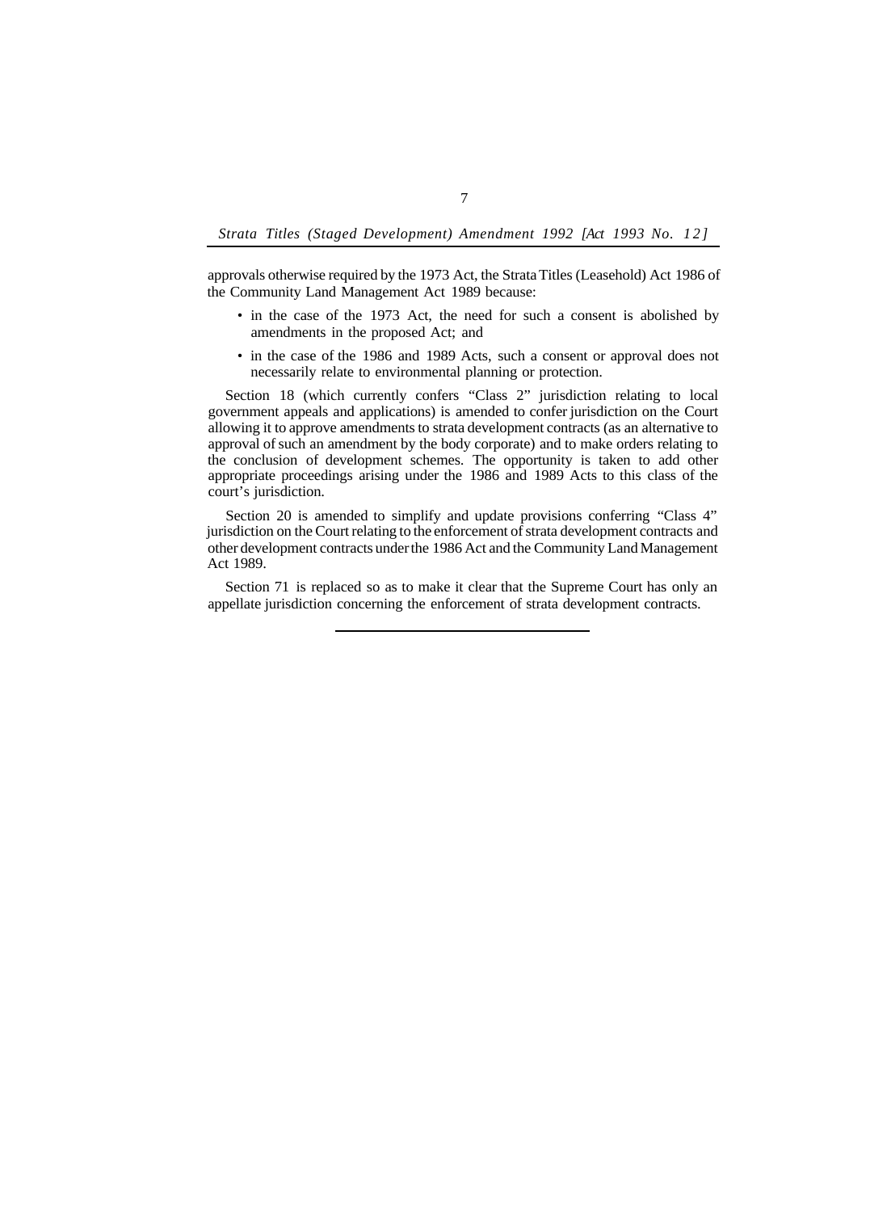approvals otherwise required by the 1973 Act, the Strata Titles (Leasehold) Act 1986 of the Community Land Management Act 1989 because:

- in the case of the 1973 Act, the need for such a consent is abolished by amendments in the proposed Act; and
- in the case of the 1986 and 1989 Acts, such a consent or approval does not necessarily relate to environmental planning or protection.

Section 18 (which currently confers "Class 2" jurisdiction relating to local government appeals and applications) is amended to confer jurisdiction on the Court allowing it to approve amendments to strata development contracts (as an alternative to approval of such an amendment by the body corporate) and to make orders relating to the conclusion of development schemes. The opportunity is taken to add other appropriate proceedings arising under the 1986 and 1989 Acts to this class of the court's jurisdiction.

Section 20 is amended to simplify and update provisions conferring "Class 4" jurisdiction on the Court relating to the enforcement of strata development contracts and other development contracts under the 1986 Act and the Community Land Management Act 1989.

Section 71 is replaced so as to make it clear that the Supreme Court has only an appellate jurisdiction concerning the enforcement of strata development contracts.